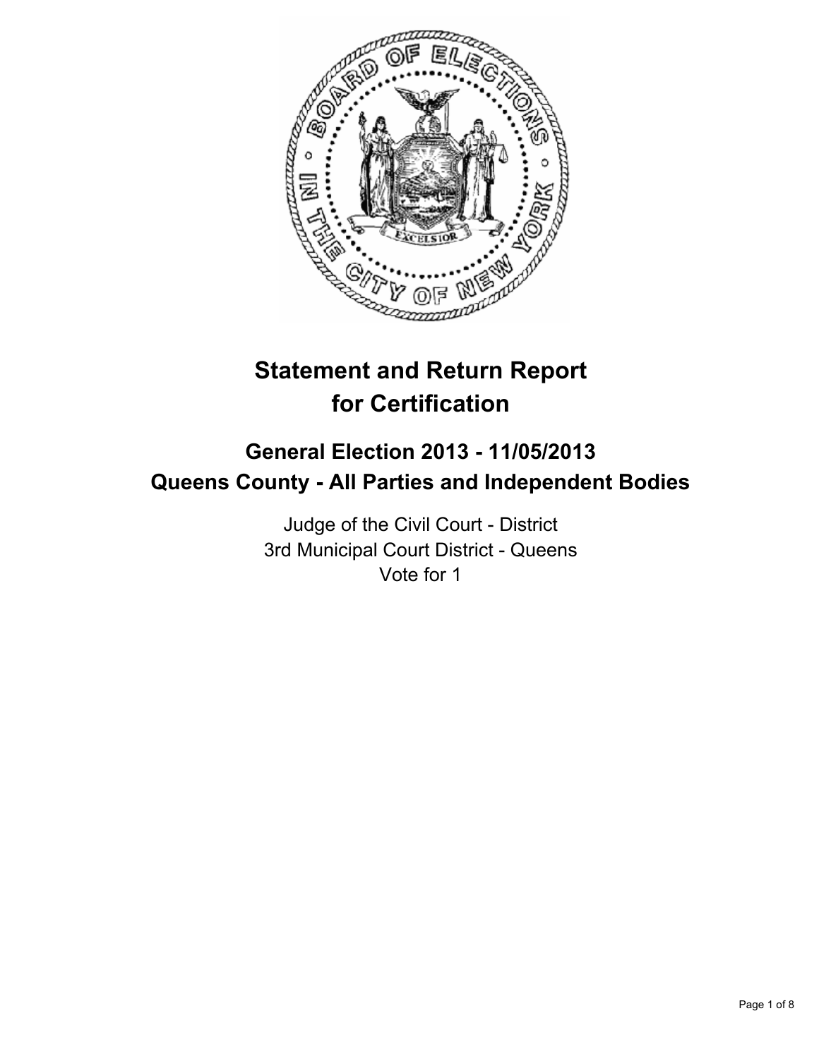# Statement and Return Report for Certification

## General Election 2013 - 11/05/2013
## Queens County - All Parties and Independent Bodies

Judge of the Civil Court - District
3rd Municipal Court District - Queens
Vote for 1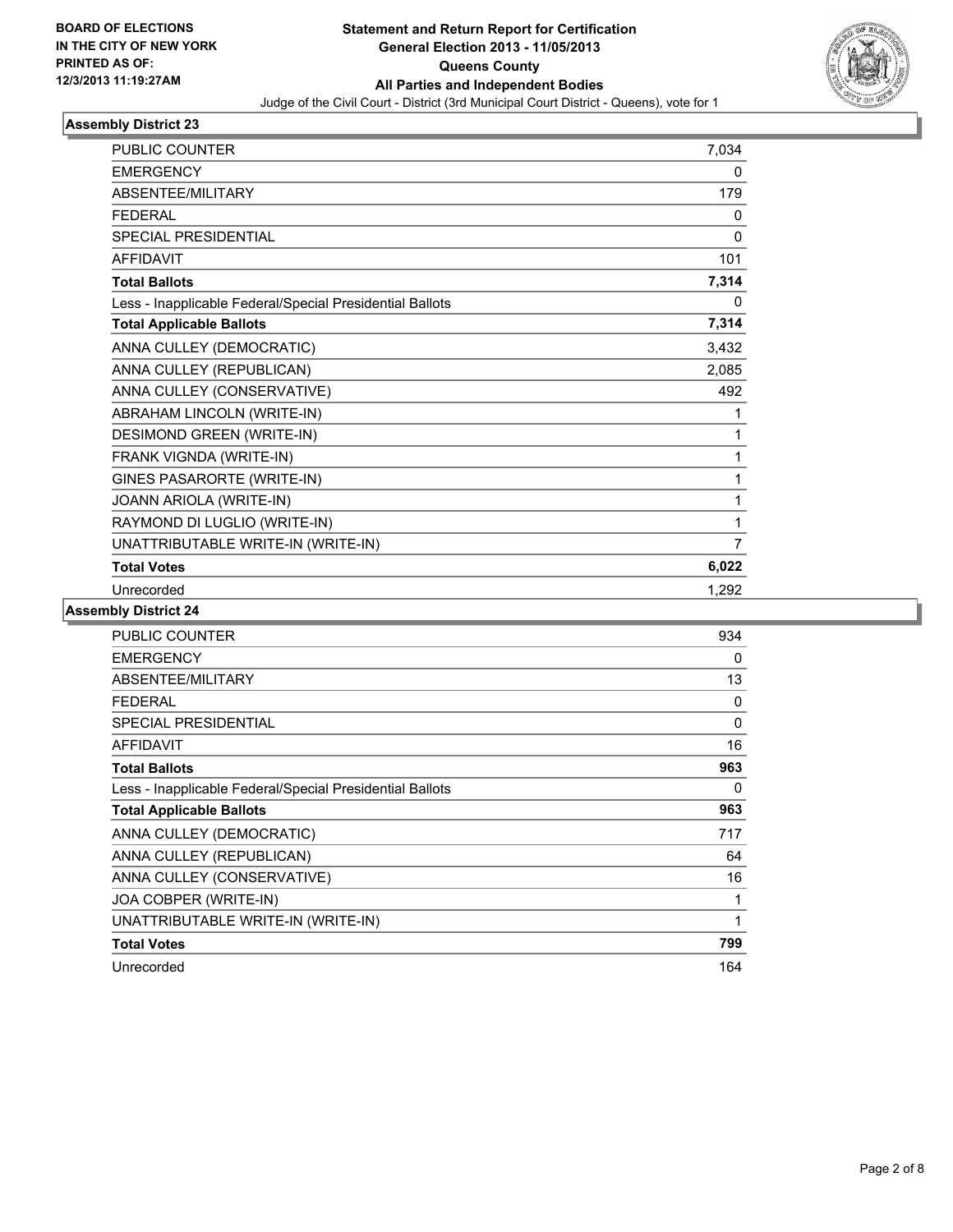BOARD OF ELECTIONS
IN THE CITY OF NEW YORK
PRINTED AS OF:
12/3/2013 11:19:27AM

**Statement and Return Report for Certification**
**General Election 2013 - 11/05/2013**
**Queens County**
**All Parties and Independent Bodies**
Judge of the Civil Court - District (3rd Municipal Court District - Queens), vote for 1

### Assembly District 23

| | |
|---|---|
| PUBLIC COUNTER | 7,034 |
| EMERGENCY | 0 |
| ABSENTEE/MILITARY | 179 |
| FEDERAL | 0 |
| SPECIAL PRESIDENTIAL | 0 |
| AFFIDAVIT | 101 |
| **Total Ballots** | **7,314** |
| Less - Inapplicable Federal/Special Presidential Ballots | 0 |
| **Total Applicable Ballots** | **7,314** |
| ANNA CULLEY (DEMOCRATIC) | 3,432 |
| ANNA CULLEY (REPUBLICAN) | 2,085 |
| ANNA CULLEY (CONSERVATIVE) | 492 |
| ABRAHAM LINCOLN (WRITE-IN) | 1 |
| DESIMOND GREEN (WRITE-IN) | 1 |
| FRANK VIGNDA (WRITE-IN) | 1 |
| GINES PASARORTE (WRITE-IN) | 1 |
| JOANN ARIOLA (WRITE-IN) | 1 |
| RAYMOND DI LUGLIO (WRITE-IN) | 1 |
| UNATTRIBUTABLE WRITE-IN (WRITE-IN) | 7 |
| **Total Votes** | **6,022** |
| Unrecorded | 1,292 |

### Assembly District 24

| | |
|---|---|
| PUBLIC COUNTER | 934 |
| EMERGENCY | 0 |
| ABSENTEE/MILITARY | 13 |
| FEDERAL | 0 |
| SPECIAL PRESIDENTIAL | 0 |
| AFFIDAVIT | 16 |
| **Total Ballots** | **963** |
| Less - Inapplicable Federal/Special Presidential Ballots | 0 |
| **Total Applicable Ballots** | **963** |
| ANNA CULLEY (DEMOCRATIC) | 717 |
| ANNA CULLEY (REPUBLICAN) | 64 |
| ANNA CULLEY (CONSERVATIVE) | 16 |
| JOA COBPER (WRITE-IN) | 1 |
| UNATTRIBUTABLE WRITE-IN (WRITE-IN) | 1 |
| **Total Votes** | **799** |
| Unrecorded | 164 |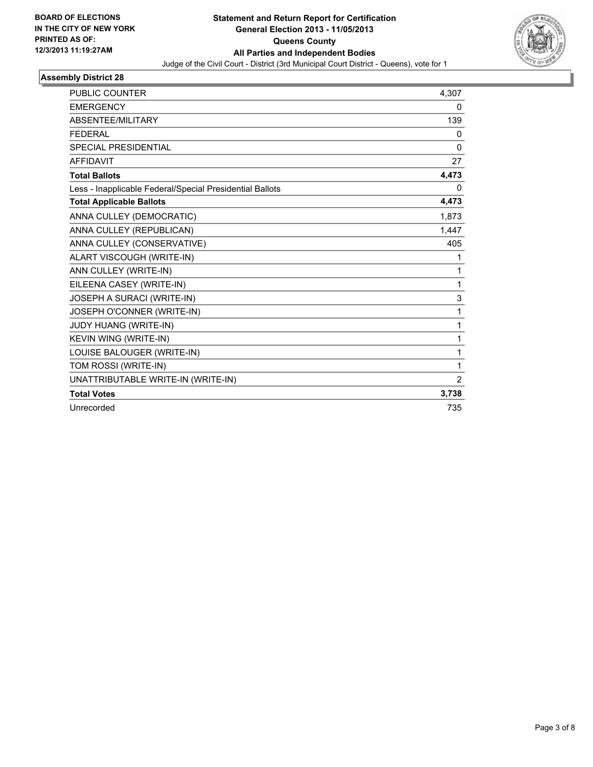BOARD OF ELECTIONS
IN THE CITY OF NEW YORK
PRINTED AS OF:
12/3/2013 11:19:27AM

**Statement and Return Report for Certification**
**General Election 2013 - 11/05/2013**
**Queens County**
**All Parties and Independent Bodies**
Judge of the Civil Court - District (3rd Municipal Court District - Queens), vote for 1

## Assembly District 28

| | |
|---|---|
| PUBLIC COUNTER | 4,307 |
| EMERGENCY | 0 |
| ABSENTEE/MILITARY | 139 |
| FEDERAL | 0 |
| SPECIAL PRESIDENTIAL | 0 |
| AFFIDAVIT | 27 |
| **Total Ballots** | **4,473** |
| Less - Inapplicable Federal/Special Presidential Ballots | 0 |
| **Total Applicable Ballots** | **4,473** |
| ANNA CULLEY (DEMOCRATIC) | 1,873 |
| ANNA CULLEY (REPUBLICAN) | 1,447 |
| ANNA CULLEY (CONSERVATIVE) | 405 |
| ALART VISCOUGH (WRITE-IN) | 1 |
| ANN CULLEY (WRITE-IN) | 1 |
| EILEENA CASEY (WRITE-IN) | 1 |
| JOSEPH A SURACI (WRITE-IN) | 3 |
| JOSEPH O'CONNER (WRITE-IN) | 1 |
| JUDY HUANG (WRITE-IN) | 1 |
| KEVIN WING (WRITE-IN) | 1 |
| LOUISE BALOUGER (WRITE-IN) | 1 |
| TOM ROSSI (WRITE-IN) | 1 |
| UNATTRIBUTABLE WRITE-IN (WRITE-IN) | 2 |
| **Total Votes** | **3,738** |
| Unrecorded | 735 |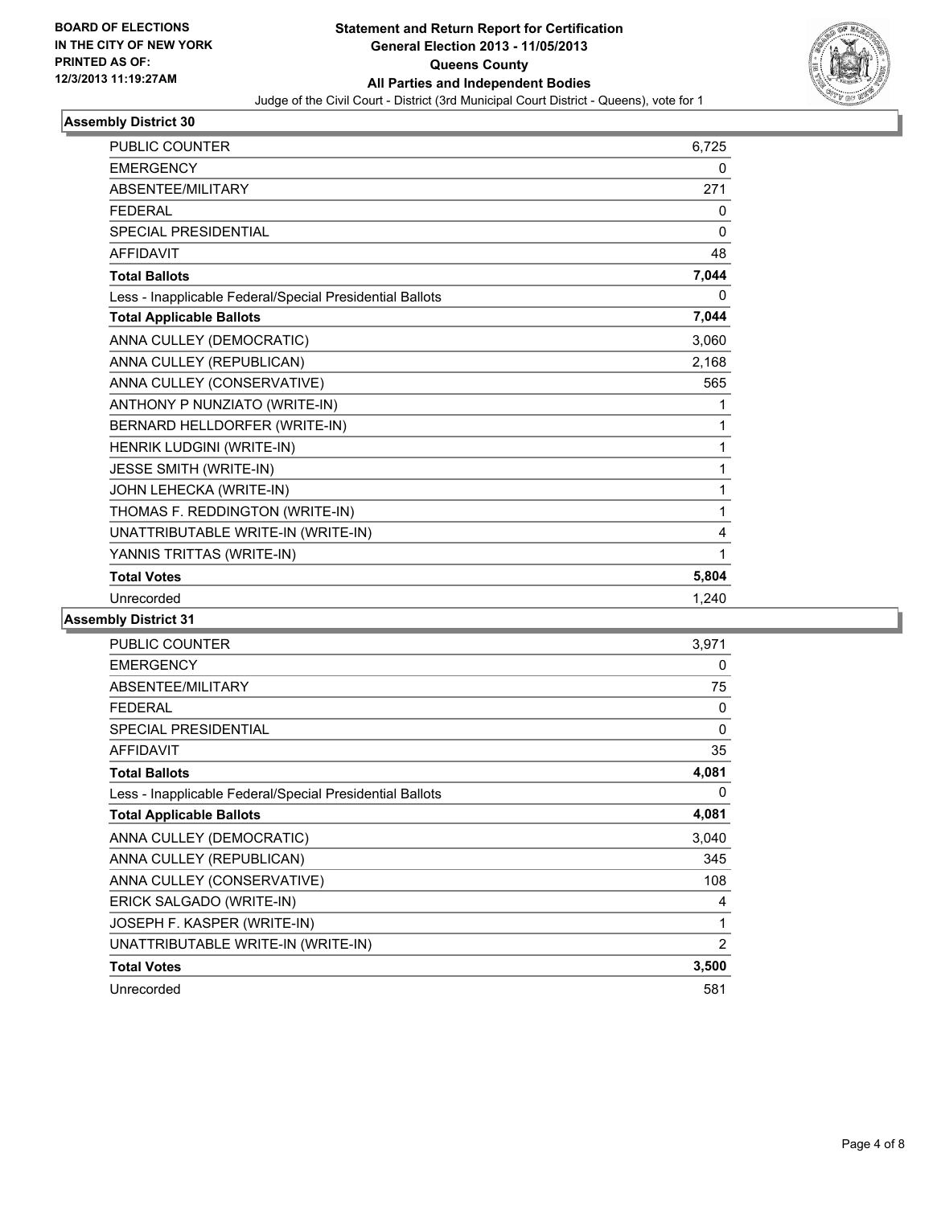BOARD OF ELECTIONS
IN THE CITY OF NEW YORK
PRINTED AS OF:
12/3/2013 11:19:27AM

**Statement and Return Report for Certification**
**General Election 2013 - 11/05/2013**
**Queens County**
**All Parties and Independent Bodies**
Judge of the Civil Court - District (3rd Municipal Court District - Queens), vote for 1

### Assembly District 30

| | |
|---|---|
| PUBLIC COUNTER | 6,725 |
| EMERGENCY | 0 |
| ABSENTEE/MILITARY | 271 |
| FEDERAL | 0 |
| SPECIAL PRESIDENTIAL | 0 |
| AFFIDAVIT | 48 |
| **Total Ballots** | **7,044** |
| Less - Inapplicable Federal/Special Presidential Ballots | 0 |
| **Total Applicable Ballots** | **7,044** |
| ANNA CULLEY (DEMOCRATIC) | 3,060 |
| ANNA CULLEY (REPUBLICAN) | 2,168 |
| ANNA CULLEY (CONSERVATIVE) | 565 |
| ANTHONY P NUNZIATO (WRITE-IN) | 1 |
| BERNARD HELLDORFER (WRITE-IN) | 1 |
| HENRIK LUDGINI (WRITE-IN) | 1 |
| JESSE SMITH (WRITE-IN) | 1 |
| JOHN LEHECKA (WRITE-IN) | 1 |
| THOMAS F. REDDINGTON (WRITE-IN) | 1 |
| UNATTRIBUTABLE WRITE-IN (WRITE-IN) | 4 |
| YANNIS TRITTAS (WRITE-IN) | 1 |
| **Total Votes** | **5,804** |
| Unrecorded | 1,240 |

### Assembly District 31

| | |
|---|---|
| PUBLIC COUNTER | 3,971 |
| EMERGENCY | 0 |
| ABSENTEE/MILITARY | 75 |
| FEDERAL | 0 |
| SPECIAL PRESIDENTIAL | 0 |
| AFFIDAVIT | 35 |
| **Total Ballots** | **4,081** |
| Less - Inapplicable Federal/Special Presidential Ballots | 0 |
| **Total Applicable Ballots** | **4,081** |
| ANNA CULLEY (DEMOCRATIC) | 3,040 |
| ANNA CULLEY (REPUBLICAN) | 345 |
| ANNA CULLEY (CONSERVATIVE) | 108 |
| ERICK SALGADO (WRITE-IN) | 4 |
| JOSEPH F. KASPER (WRITE-IN) | 1 |
| UNATTRIBUTABLE WRITE-IN (WRITE-IN) | 2 |
| **Total Votes** | **3,500** |
| Unrecorded | 581 |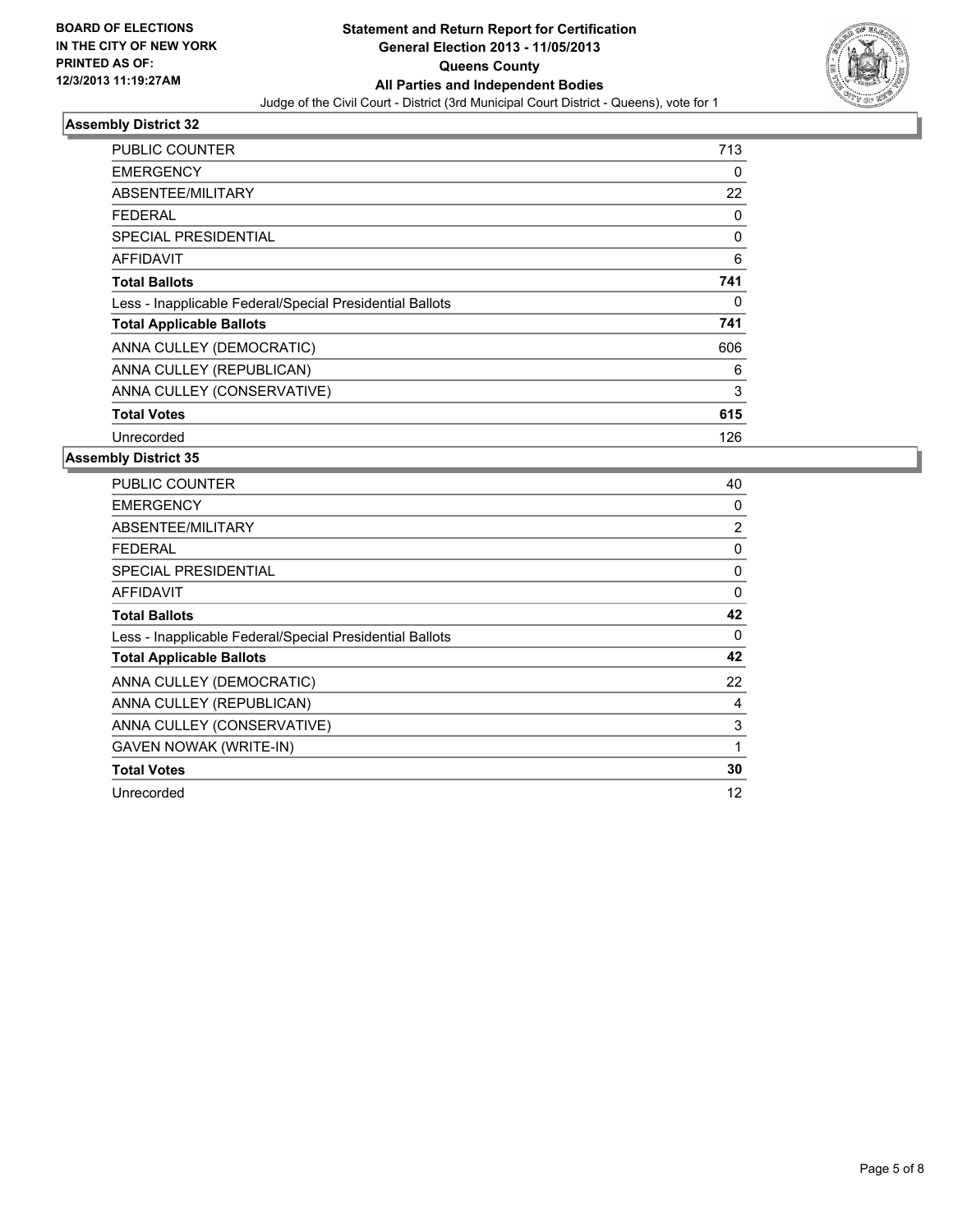**BOARD OF ELECTIONS IN THE CITY OF NEW YORK PRINTED AS OF: 12/3/2013 11:19:27AM**

**Statement and Return Report for Certification**
**General Election 2013 - 11/05/2013**
**Queens County**
**All Parties and Independent Bodies**
Judge of the Civil Court - District (3rd Municipal Court District - Queens), vote for 1

## Assembly District 32

| | |
|---|---|
| PUBLIC COUNTER | 713 |
| EMERGENCY | 0 |
| ABSENTEE/MILITARY | 22 |
| FEDERAL | 0 |
| SPECIAL PRESIDENTIAL | 0 |
| AFFIDAVIT | 6 |
| **Total Ballots** | **741** |
| Less - Inapplicable Federal/Special Presidential Ballots | 0 |
| **Total Applicable Ballots** | **741** |
| ANNA CULLEY (DEMOCRATIC) | 606 |
| ANNA CULLEY (REPUBLICAN) | 6 |
| ANNA CULLEY (CONSERVATIVE) | 3 |
| **Total Votes** | **615** |
| Unrecorded | 126 |

## Assembly District 35

| | |
|---|---|
| PUBLIC COUNTER | 40 |
| EMERGENCY | 0 |
| ABSENTEE/MILITARY | 2 |
| FEDERAL | 0 |
| SPECIAL PRESIDENTIAL | 0 |
| AFFIDAVIT | 0 |
| **Total Ballots** | **42** |
| Less - Inapplicable Federal/Special Presidential Ballots | 0 |
| **Total Applicable Ballots** | **42** |
| ANNA CULLEY (DEMOCRATIC) | 22 |
| ANNA CULLEY (REPUBLICAN) | 4 |
| ANNA CULLEY (CONSERVATIVE) | 3 |
| GAVEN NOWAK (WRITE-IN) | 1 |
| **Total Votes** | **30** |
| Unrecorded | 12 |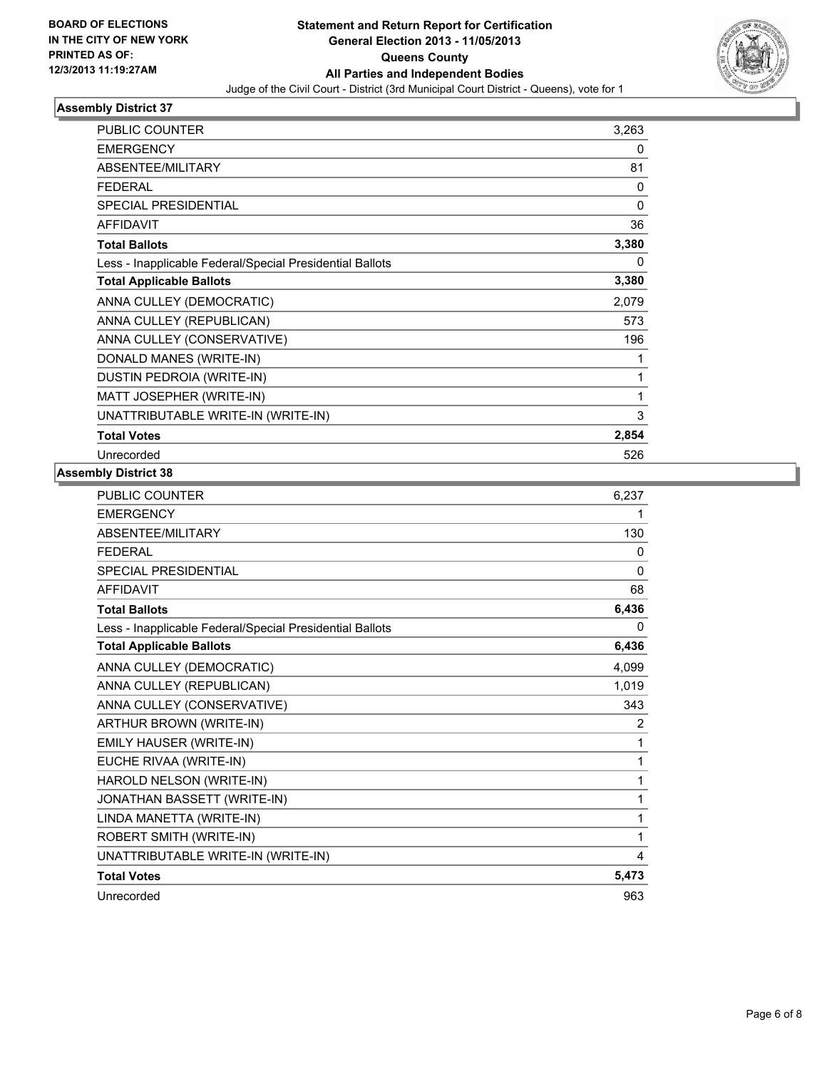BOARD OF ELECTIONS
IN THE CITY OF NEW YORK
PRINTED AS OF:
12/3/2013 11:19:27AM

**Statement and Return Report for Certification**
**General Election 2013 - 11/05/2013**
**Queens County**
**All Parties and Independent Bodies**
Judge of the Civil Court - District (3rd Municipal Court District - Queens), vote for 1

### Assembly District 37

| | |
|---|---|
| PUBLIC COUNTER | 3,263 |
| EMERGENCY | 0 |
| ABSENTEE/MILITARY | 81 |
| FEDERAL | 0 |
| SPECIAL PRESIDENTIAL | 0 |
| AFFIDAVIT | 36 |
| **Total Ballots** | **3,380** |
| Less - Inapplicable Federal/Special Presidential Ballots | 0 |
| **Total Applicable Ballots** | **3,380** |
| ANNA CULLEY (DEMOCRATIC) | 2,079 |
| ANNA CULLEY (REPUBLICAN) | 573 |
| ANNA CULLEY (CONSERVATIVE) | 196 |
| DONALD MANES (WRITE-IN) | 1 |
| DUSTIN PEDROIA (WRITE-IN) | 1 |
| MATT JOSEPHER (WRITE-IN) | 1 |
| UNATTRIBUTABLE WRITE-IN (WRITE-IN) | 3 |
| **Total Votes** | **2,854** |
| Unrecorded | 526 |

### Assembly District 38

| | |
|---|---|
| PUBLIC COUNTER | 6,237 |
| EMERGENCY | 1 |
| ABSENTEE/MILITARY | 130 |
| FEDERAL | 0 |
| SPECIAL PRESIDENTIAL | 0 |
| AFFIDAVIT | 68 |
| **Total Ballots** | **6,436** |
| Less - Inapplicable Federal/Special Presidential Ballots | 0 |
| **Total Applicable Ballots** | **6,436** |
| ANNA CULLEY (DEMOCRATIC) | 4,099 |
| ANNA CULLEY (REPUBLICAN) | 1,019 |
| ANNA CULLEY (CONSERVATIVE) | 343 |
| ARTHUR BROWN (WRITE-IN) | 2 |
| EMILY HAUSER (WRITE-IN) | 1 |
| EUCHE RIVAA (WRITE-IN) | 1 |
| HAROLD NELSON (WRITE-IN) | 1 |
| JONATHAN BASSETT (WRITE-IN) | 1 |
| LINDA MANETTA (WRITE-IN) | 1 |
| ROBERT SMITH (WRITE-IN) | 1 |
| UNATTRIBUTABLE WRITE-IN (WRITE-IN) | 4 |
| **Total Votes** | **5,473** |
| Unrecorded | 963 |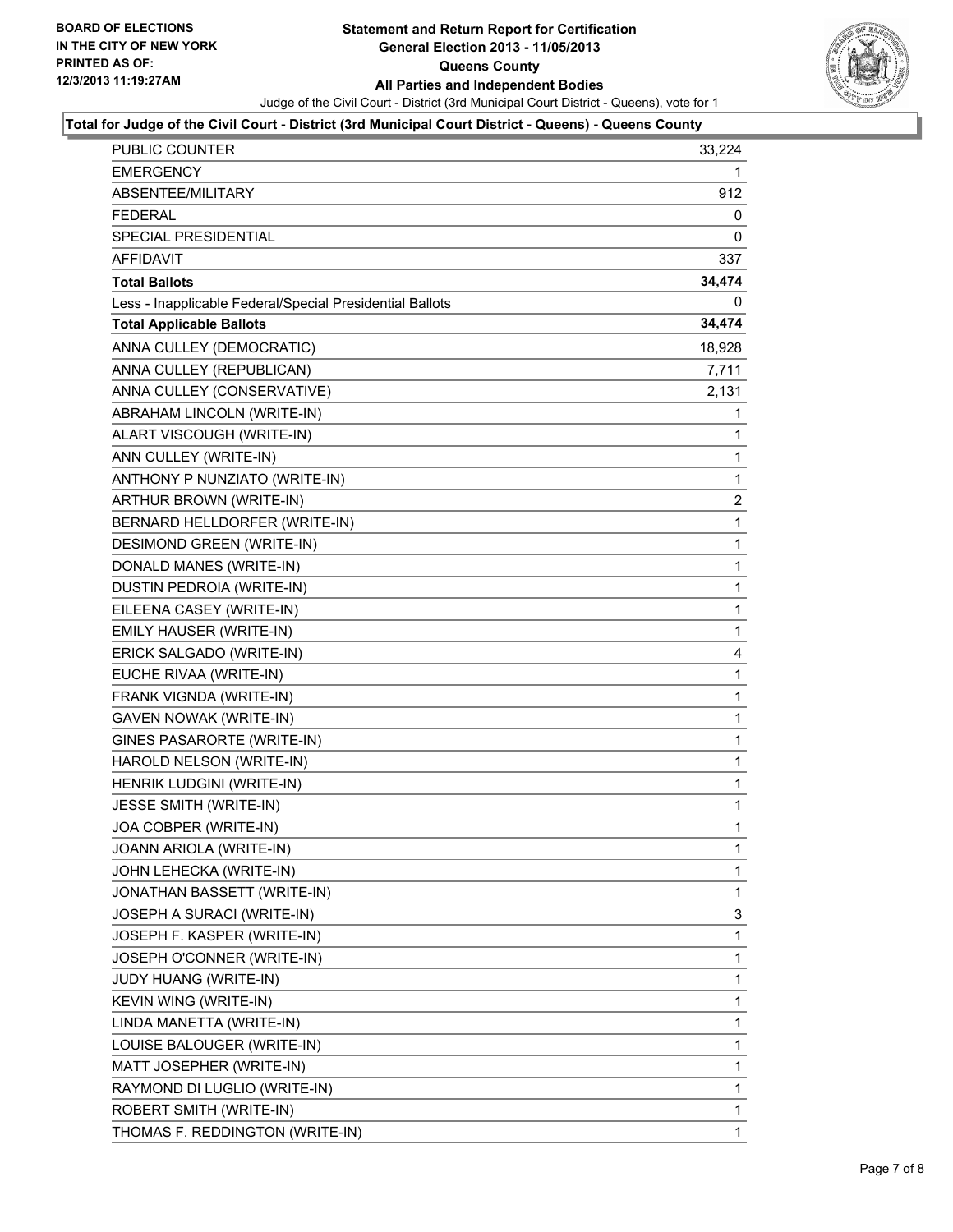**BOARD OF ELECTIONS IN THE CITY OF NEW YORK PRINTED AS OF: 12/3/2013 11:19:27AM**

# Statement and Return Report for Certification
## General Election 2013 - 11/05/2013
## Queens County
## All Parties and Independent Bodies

Judge of the Civil Court - District (3rd Municipal Court District - Queens), vote for 1

**Total for Judge of the Civil Court - District (3rd Municipal Court District - Queens) - Queens County**

| | |
|---|---|
| PUBLIC COUNTER | 33,224 |
| EMERGENCY | 1 |
| ABSENTEE/MILITARY | 912 |
| FEDERAL | 0 |
| SPECIAL PRESIDENTIAL | 0 |
| AFFIDAVIT | 337 |
| **Total Ballots** | **34,474** |
| Less - Inapplicable Federal/Special Presidential Ballots | 0 |
| **Total Applicable Ballots** | **34,474** |
| ANNA CULLEY (DEMOCRATIC) | 18,928 |
| ANNA CULLEY (REPUBLICAN) | 7,711 |
| ANNA CULLEY (CONSERVATIVE) | 2,131 |
| ABRAHAM LINCOLN (WRITE-IN) | 1 |
| ALART VISCOUGH (WRITE-IN) | 1 |
| ANN CULLEY (WRITE-IN) | 1 |
| ANTHONY P NUNZIATO (WRITE-IN) | 1 |
| ARTHUR BROWN (WRITE-IN) | 2 |
| BERNARD HELLDORFER (WRITE-IN) | 1 |
| DESIMOND GREEN (WRITE-IN) | 1 |
| DONALD MANES (WRITE-IN) | 1 |
| DUSTIN PEDROIA (WRITE-IN) | 1 |
| EILEENA CASEY (WRITE-IN) | 1 |
| EMILY HAUSER (WRITE-IN) | 1 |
| ERICK SALGADO (WRITE-IN) | 4 |
| EUCHE RIVAA (WRITE-IN) | 1 |
| FRANK VIGNDA (WRITE-IN) | 1 |
| GAVEN NOWAK (WRITE-IN) | 1 |
| GINES PASARORTE (WRITE-IN) | 1 |
| HAROLD NELSON (WRITE-IN) | 1 |
| HENRIK LUDGINI (WRITE-IN) | 1 |
| JESSE SMITH (WRITE-IN) | 1 |
| JOA COBPER (WRITE-IN) | 1 |
| JOANN ARIOLA (WRITE-IN) | 1 |
| JOHN LEHECKA (WRITE-IN) | 1 |
| JONATHAN BASSETT (WRITE-IN) | 1 |
| JOSEPH A SURACI (WRITE-IN) | 3 |
| JOSEPH F. KASPER (WRITE-IN) | 1 |
| JOSEPH O'CONNER (WRITE-IN) | 1 |
| JUDY HUANG (WRITE-IN) | 1 |
| KEVIN WING (WRITE-IN) | 1 |
| LINDA MANETTA (WRITE-IN) | 1 |
| LOUISE BALOUGER (WRITE-IN) | 1 |
| MATT JOSEPHER (WRITE-IN) | 1 |
| RAYMOND DI LUGLIO (WRITE-IN) | 1 |
| ROBERT SMITH (WRITE-IN) | 1 |
| THOMAS F. REDDINGTON (WRITE-IN) | 1 |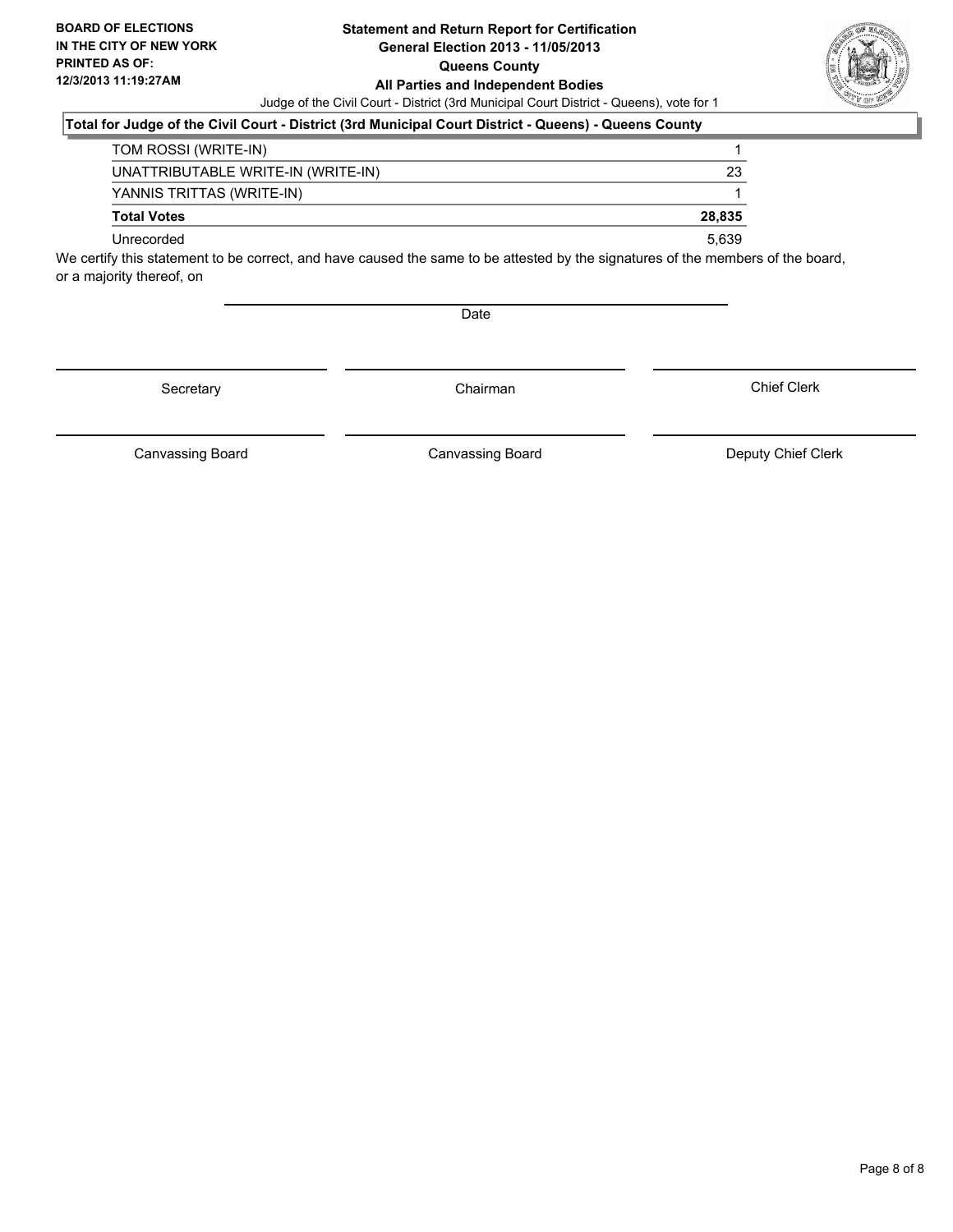**BOARD OF ELECTIONS IN THE CITY OF NEW YORK PRINTED AS OF: 12/3/2013 11:19:27AM**

**Statement and Return Report for Certification**
**General Election 2013 - 11/05/2013**
**Queens County**
**All Parties and Independent Bodies**

Judge of the Civil Court - District (3rd Municipal Court District - Queens), vote for 1

**Total for Judge of the Civil Court - District (3rd Municipal Court District - Queens) - Queens County**

| | |
|---|---|
| TOM ROSSI (WRITE-IN) | 1 |
| UNATTRIBUTABLE WRITE-IN (WRITE-IN) | 23 |
| YANNIS TRITTAS (WRITE-IN) | 1 |
| **Total Votes** | **28,835** |
| Unrecorded | 5,639 |

We certify this statement to be correct, and have caused the same to be attested by the signatures of the members of the board, or a majority thereof, on

Date

Secretary

Chairman

Chief Clerk

Canvassing Board

Canvassing Board

Deputy Chief Clerk